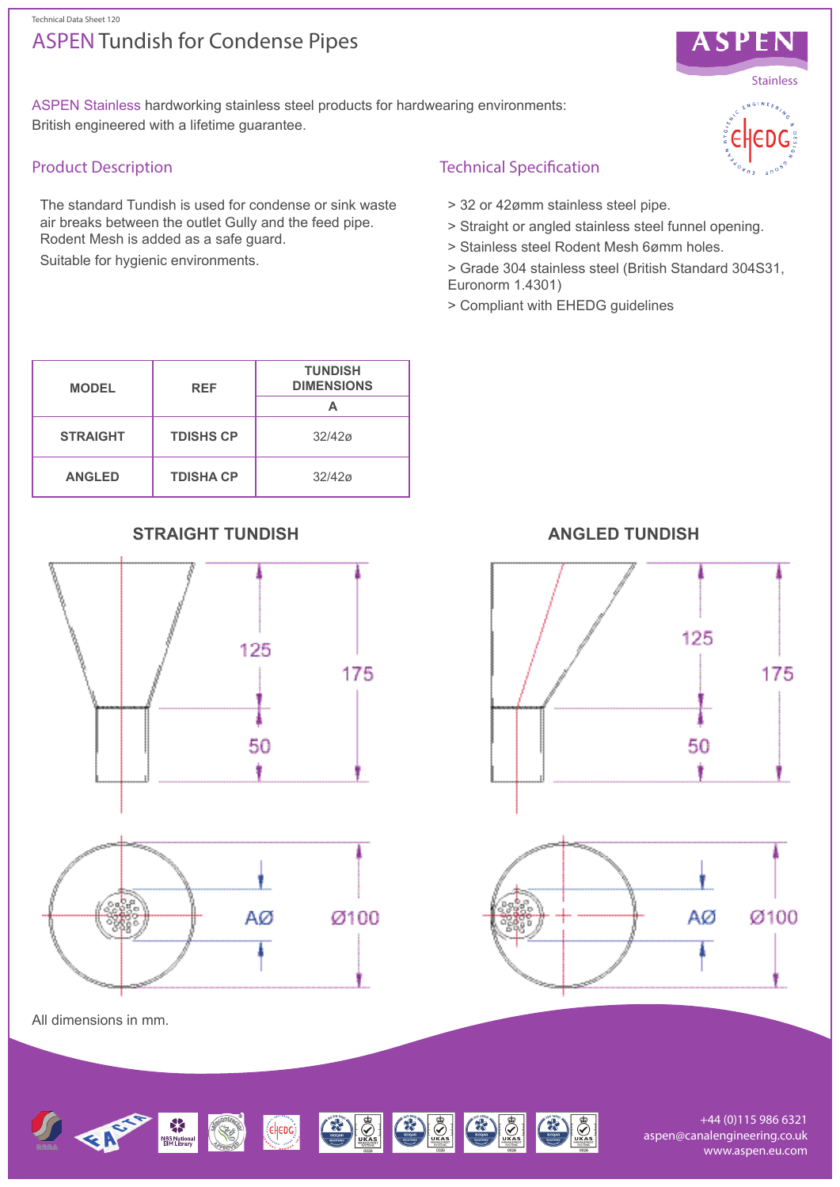Technical Data Sheet 120

# ASPEN Tundish for Condense Pipes

ASPEN Stainless hardworking stainless steel products for hardwearing environments: British engineered with a lifetime guarantee.

## Product Description

The standard Tundish is used for condense or sink waste air breaks between the outlet Gully and the feed pipe. Rodent Mesh is added as a safe guard.

Suitable for hygienic environments.

## Technical Specification

> 32 or 42ømm stainless steel pipe.
> Straight or angled stainless steel funnel opening.
> Stainless steel Rodent Mesh 6ømm holes.
> Grade 304 stainless steel (British Standard 304S31, Euronorm 1.4301)
> Compliant with EHEDG guidelines

| MODEL | REF | TUNDISH DIMENSIONS |
|---|---|---|
| | | A |
| STRAIGHT | TDISHS CP | 32/42ø |
| ANGLED | TDISHA CP | 32/42ø |

**STRAIGHT TUNDISH**

125
175
50
AØ
Ø100

**ANGLED TUNDISH**

125
175
50
AØ
Ø100

All dimensions in mm.

+44 (0)115 986 6321
aspen@canalengineering.co.uk
www.aspen.eu.com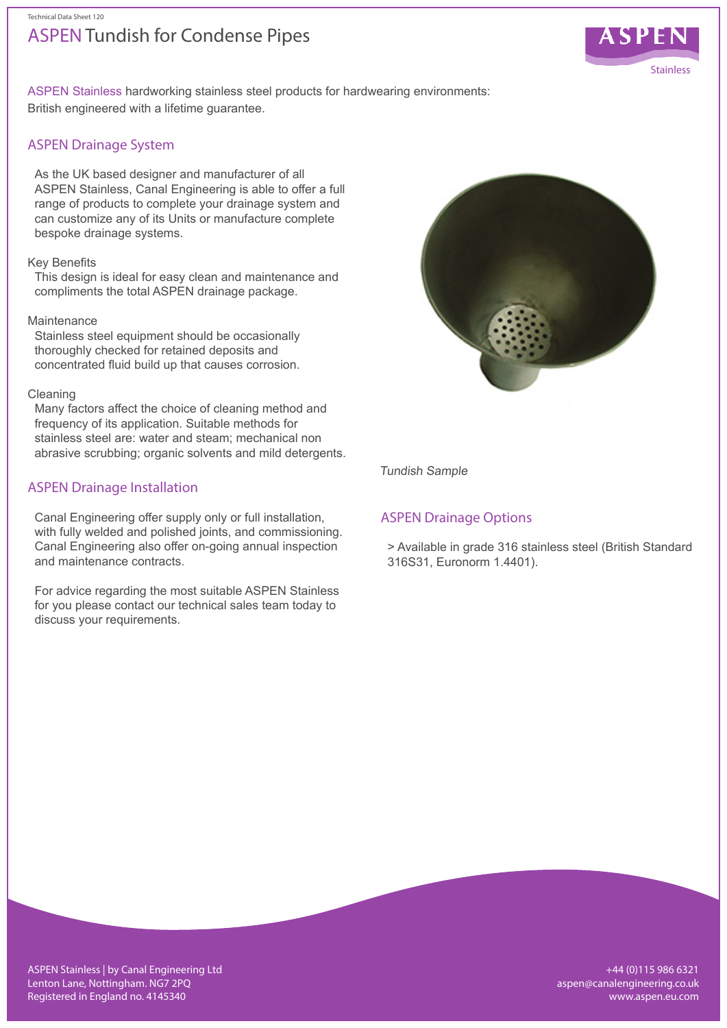Technical Data Sheet 120

# ASPEN Tundish for Condense Pipes

ASPEN Stainless hardworking stainless steel products for hardwearing environments: British engineered with a lifetime guarantee.

## ASPEN Drainage System

As the UK based designer and manufacturer of all ASPEN Stainless, Canal Engineering is able to offer a full range of products to complete your drainage system and can customize any of its Units or manufacture complete bespoke drainage systems.

Key Benefits

This design is ideal for easy clean and maintenance and compliments the total ASPEN drainage package.

Maintenance

Stainless steel equipment should be occasionally thoroughly checked for retained deposits and concentrated fluid build up that causes corrosion.

Cleaning

Many factors affect the choice of cleaning method and frequency of its application. Suitable methods for stainless steel are: water and steam; mechanical non abrasive scrubbing; organic solvents and mild detergents.

## ASPEN Drainage Installation

Canal Engineering offer supply only or full installation, with fully welded and polished joints, and commissioning. Canal Engineering also offer on-going annual inspection and maintenance contracts.

For advice regarding the most suitable ASPEN Stainless for you please contact our technical sales team today to discuss your requirements.

*Tundish Sample*

## ASPEN Drainage Options

> Available in grade 316 stainless steel (British Standard 316S31, Euronorm 1.4401).

ASPEN Stainless | by Canal Engineering Ltd
Lenton Lane, Nottingham. NG7 2PQ
Registered in England no. 4145340

+44 (0)115 986 6321
aspen@canalengineering.co.uk
www.aspen.eu.com